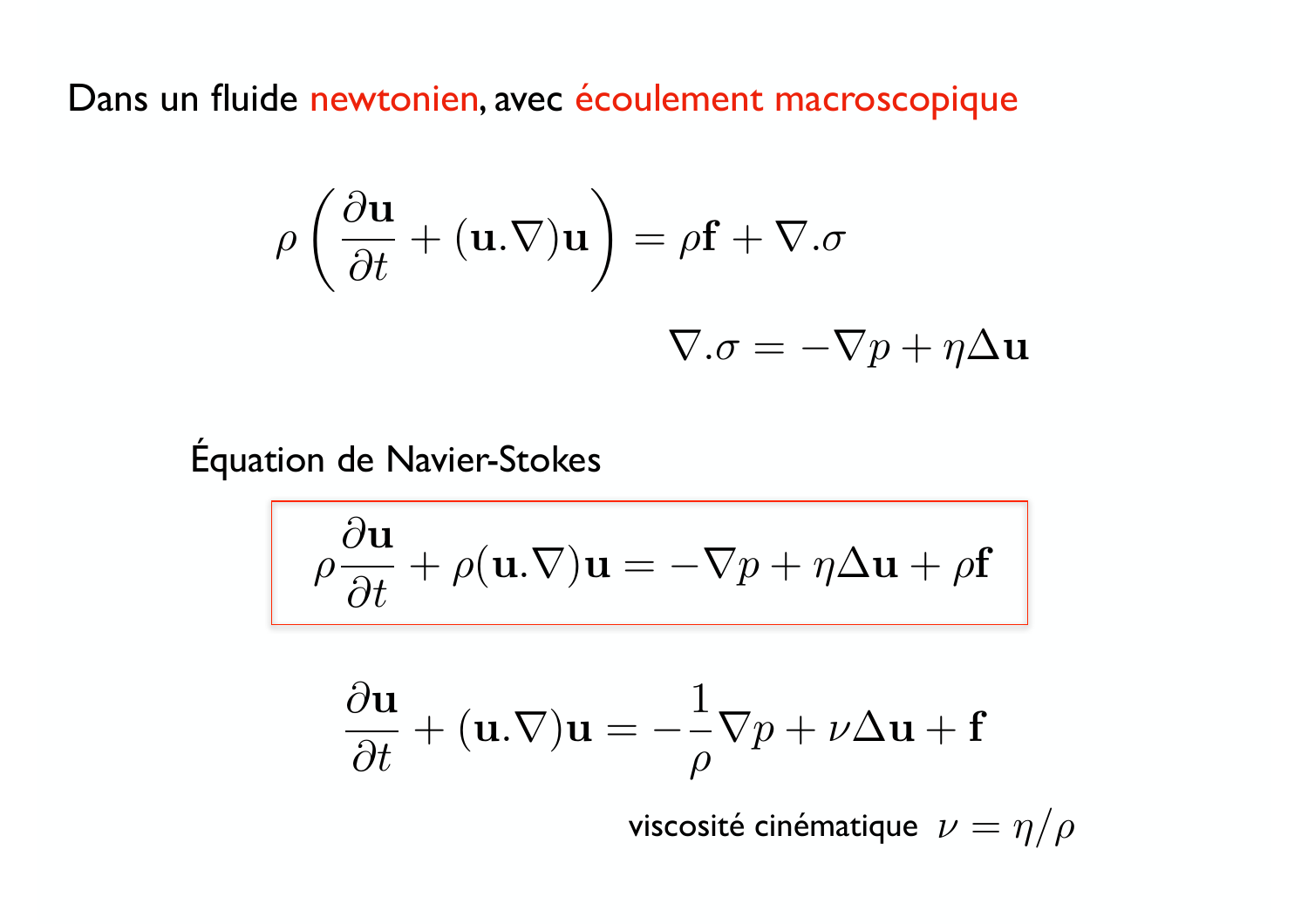Dans un fluide newtonien, avec écoulement macroscopique

$$\rho \left( \frac{\partial \mathbf{u}}{\partial t} + (\mathbf{u}.\nabla)\mathbf{u} \right) = \rho \mathbf{f} + \nabla.\sigma$$

$$\nabla.\sigma = -\nabla p + \eta \Delta \mathbf{u}$$

Équation de Navier-Stokes

$$\rho \frac{\partial \mathbf{u}}{\partial t} + \rho(\mathbf{u}.\nabla)\mathbf{u} = -\nabla p + \eta \Delta \mathbf{u} + \rho \mathbf{f}$$

$$\frac{\partial \mathbf{u}}{\partial t} + (\mathbf{u}.\nabla)\mathbf{u} = -\frac{1}{\rho}\nabla p + \nu \Delta \mathbf{u} + \mathbf{f}$$

viscosité cinématique $\nu = \eta/\rho$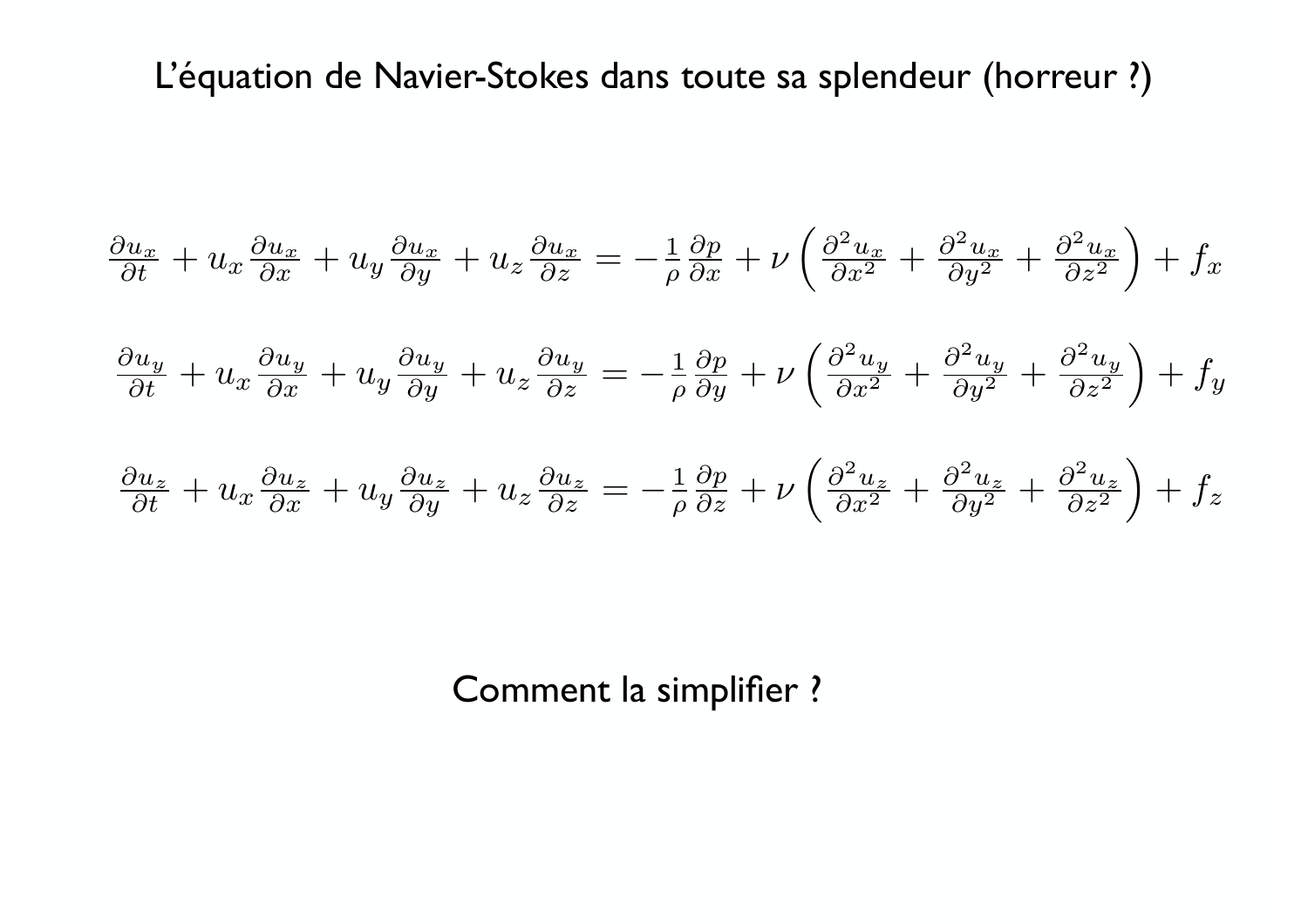# L'équation de Navier-Stokes dans toute sa splendeur (horreur ?)

$$\frac{\partial u_x}{\partial t} + u_x \frac{\partial u_x}{\partial x} + u_y \frac{\partial u_x}{\partial y} + u_z \frac{\partial u_x}{\partial z} = -\frac{1}{\rho} \frac{\partial p}{\partial x} + \nu \left( \frac{\partial^2 u_x}{\partial x^2} + \frac{\partial^2 u_x}{\partial y^2} + \frac{\partial^2 u_x}{\partial z^2} \right) + f_x$$

$$\frac{\partial u_y}{\partial t} + u_x \frac{\partial u_y}{\partial x} + u_y \frac{\partial u_y}{\partial y} + u_z \frac{\partial u_y}{\partial z} = -\frac{1}{\rho} \frac{\partial p}{\partial y} + \nu \left( \frac{\partial^2 u_y}{\partial x^2} + \frac{\partial^2 u_y}{\partial y^2} + \frac{\partial^2 u_y}{\partial z^2} \right) + f_y$$

$$\frac{\partial u_z}{\partial t} + u_x \frac{\partial u_z}{\partial x} + u_y \frac{\partial u_z}{\partial y} + u_z \frac{\partial u_z}{\partial z} = -\frac{1}{\rho} \frac{\partial p}{\partial z} + \nu \left( \frac{\partial^2 u_z}{\partial x^2} + \frac{\partial^2 u_z}{\partial y^2} + \frac{\partial^2 u_z}{\partial z^2} \right) + f_z$$

Comment la simplifier ?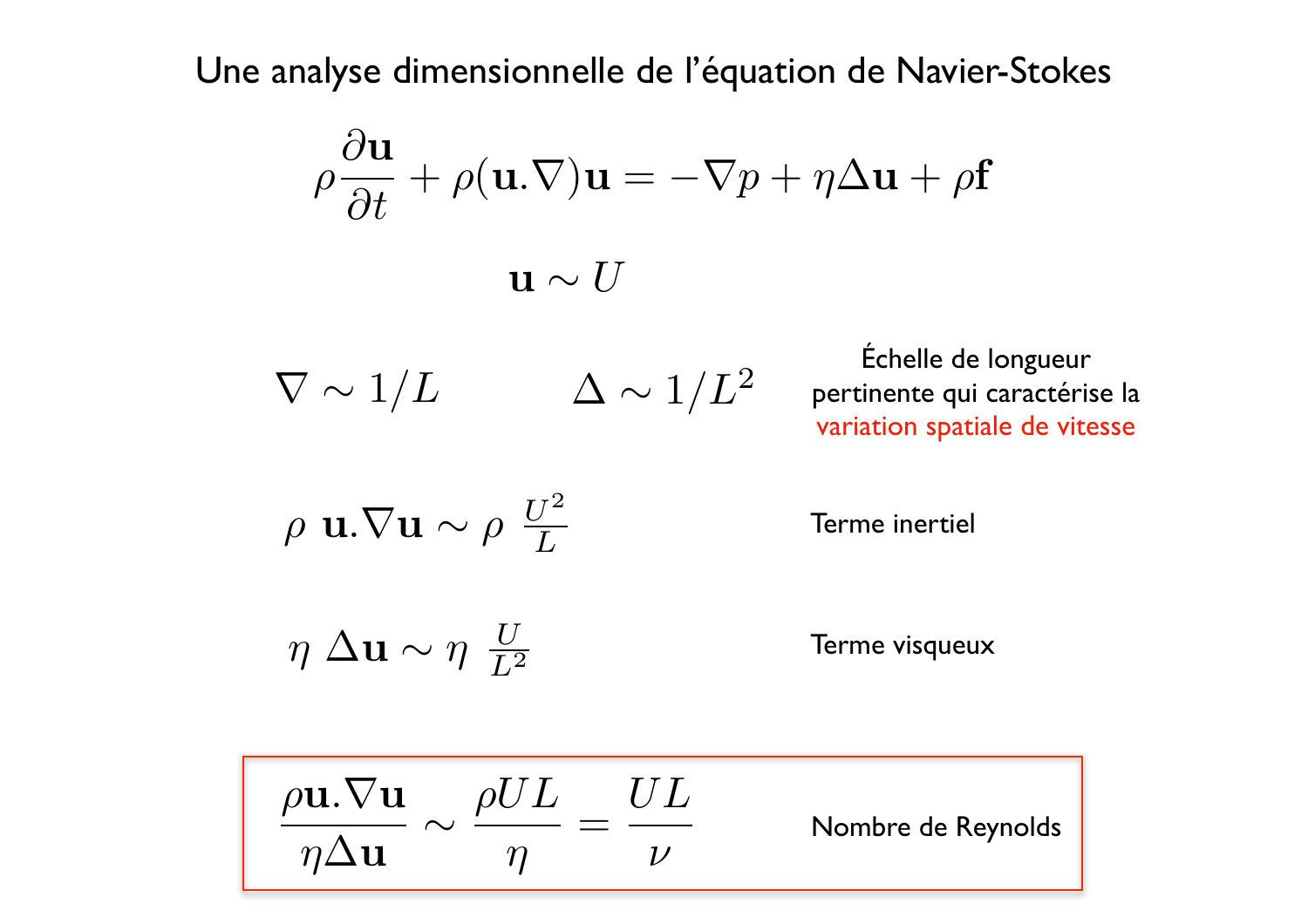# Une analyse dimensionnelle de l'équation de Navier-Stokes

$$\rho \frac{\partial \mathbf{u}}{\partial t} + \rho(\mathbf{u}.\nabla)\mathbf{u} = -\nabla p + \eta \Delta \mathbf{u} + \rho \mathbf{f}$$

$$\mathbf{u} \sim U$$

$$\nabla \sim 1/L \qquad \Delta \sim 1/L^2$$

Échelle de longueur pertinente qui caractérise la variation spatiale de vitesse

$$\rho \; \mathbf{u}.\nabla\mathbf{u} \sim \rho \; \frac{U^2}{L}$$

Terme inertiel

$$\eta \; \Delta\mathbf{u} \sim \eta \; \frac{U}{L^2}$$

Terme visqueux

$$\frac{\rho \mathbf{u}.\nabla\mathbf{u}}{\eta \Delta \mathbf{u}} \sim \frac{\rho U L}{\eta} = \frac{UL}{\nu}$$

Nombre de Reynolds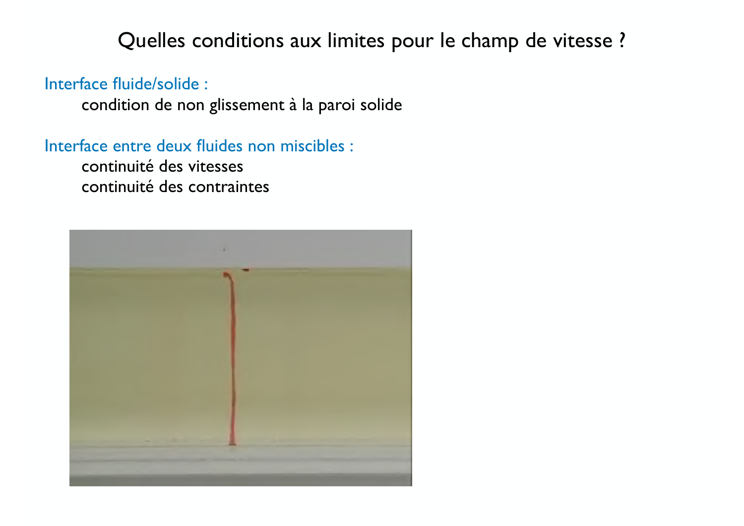# Quelles conditions aux limites pour le champ de vitesse ?

Interface fluide/solide :

condition de non glissement à la paroi solide

Interface entre deux fluides non miscibles :

continuité des vitesses

continuité des contraintes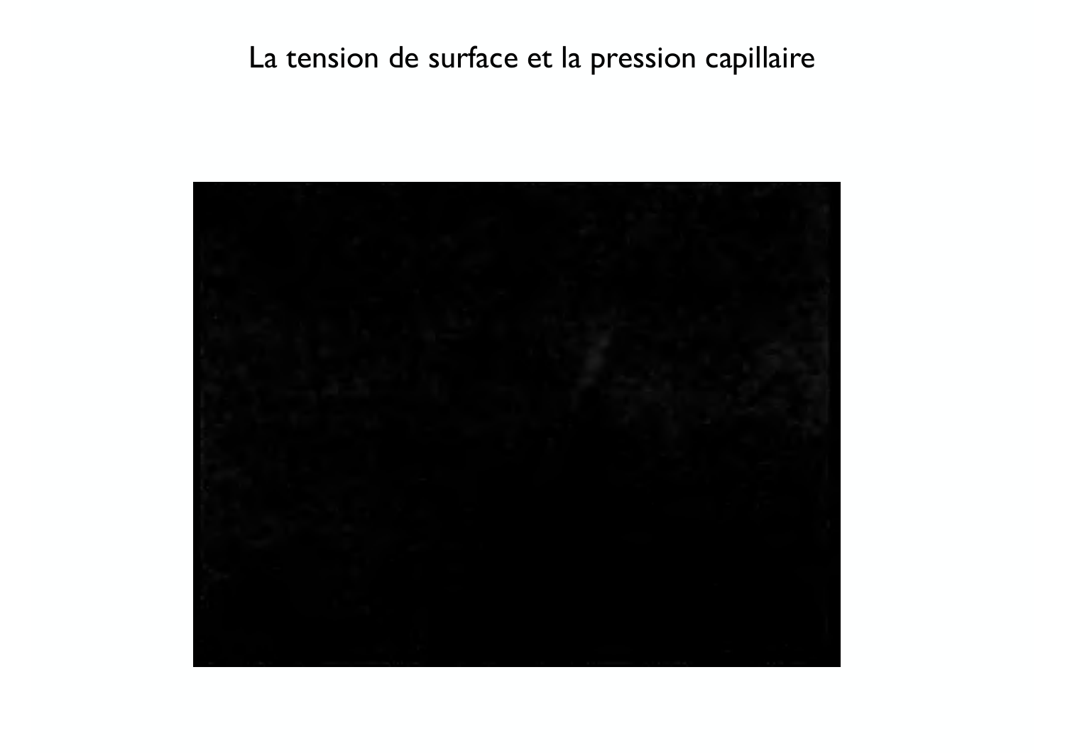# La tension de surface et la pression capillaire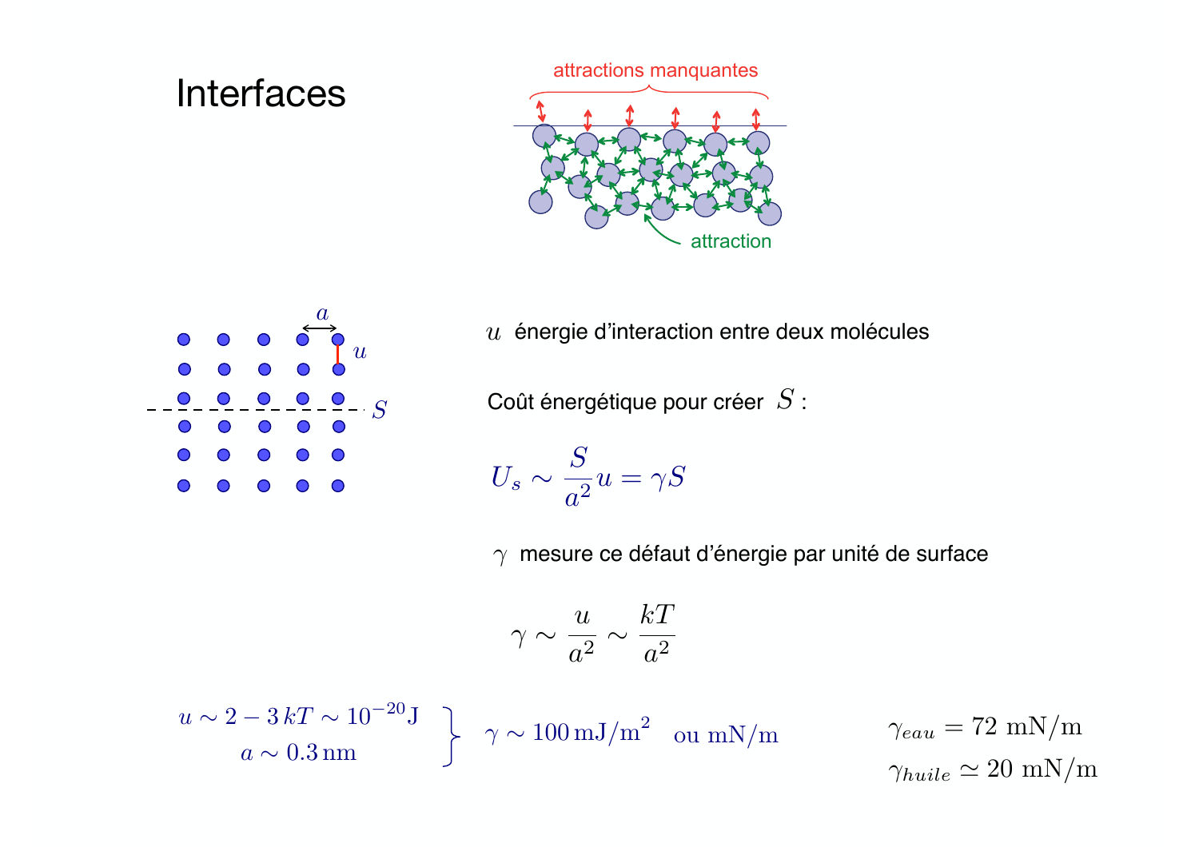# Interfaces

attractions manquantes

attraction

$u$ énergie d'interaction entre deux molécules

Coût énergétique pour créer $S$ :

$$U_s \sim \frac{S}{a^2} u = \gamma S$$

$\gamma$ mesure ce défaut d'énergie par unité de surface

$$\gamma \sim \frac{u}{a^2} \sim \frac{kT}{a^2}$$

$$\left.\begin{array}{c} u \sim 2-3\,kT \sim 10^{-20}\,\mathrm{J} \\ a \sim 0.3\,\mathrm{nm} \end{array}\right\} \quad \gamma \sim 100\,\mathrm{mJ/m^2} \quad \text{ou mN/m}$$

$$\gamma_{eau} = 72 \ \mathrm{mN/m}$$

$$\gamma_{huile} \simeq 20 \ \mathrm{mN/m}$$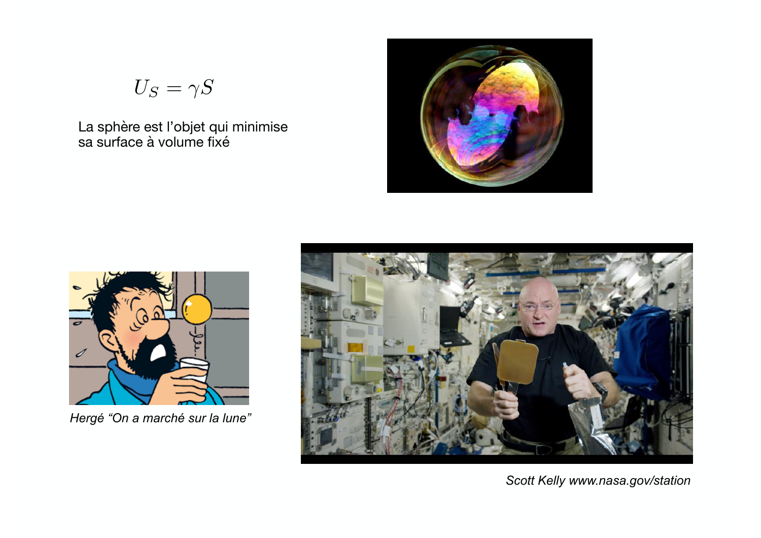$$U_S = \gamma S$$

La sphère est l'objet qui minimise sa surface à volume fixé

*Hergé "On a marché sur la lune"*

*Scott Kelly www.nasa.gov/station*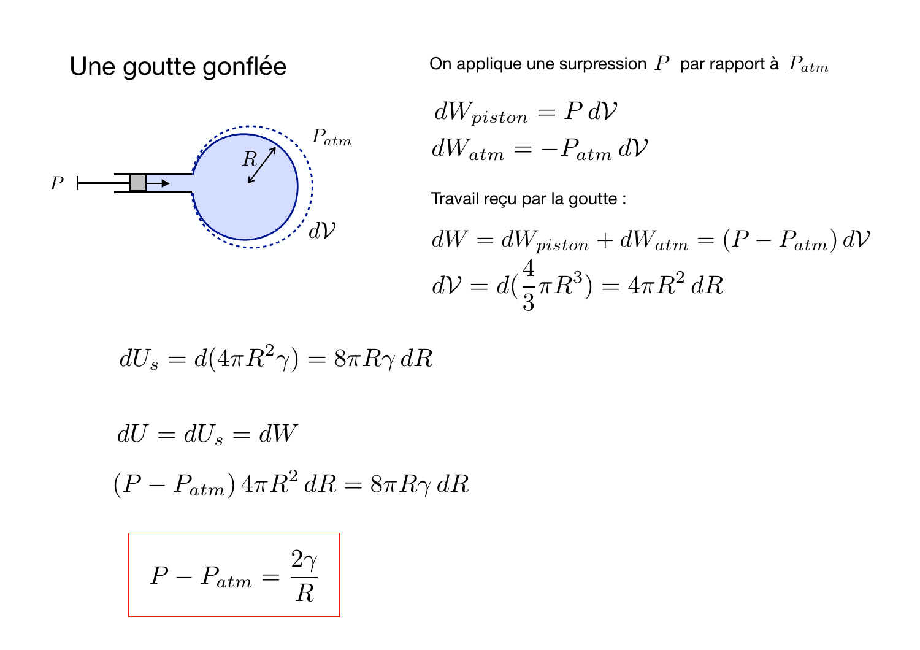# Une goutte gonflée

On applique une surpression $P$ par rapport à $P_{atm}$

$$dW_{piston} = P\,d\mathcal{V}$$

$$dW_{atm} = -P_{atm}\,d\mathcal{V}$$

Travail reçu par la goutte :

$$dW = dW_{piston} + dW_{atm} = (P - P_{atm})\,d\mathcal{V}$$

$$d\mathcal{V} = d(\frac{4}{3}\pi R^3) = 4\pi R^2\,dR$$

$$dU_s = d(4\pi R^2 \gamma) = 8\pi R\gamma\,dR$$

$$dU = dU_s = dW$$

$$(P - P_{atm})\,4\pi R^2\,dR = 8\pi R\gamma\,dR$$

$$\boxed{P - P_{atm} = \frac{2\gamma}{R}}$$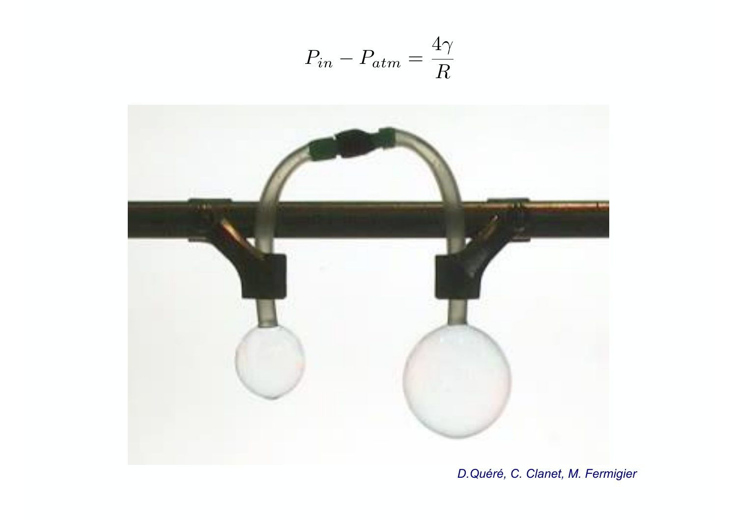$$P_{in} - P_{atm} = \frac{4\gamma}{R}$$

*D.Quéré, C. Clanet, M. Fermigier*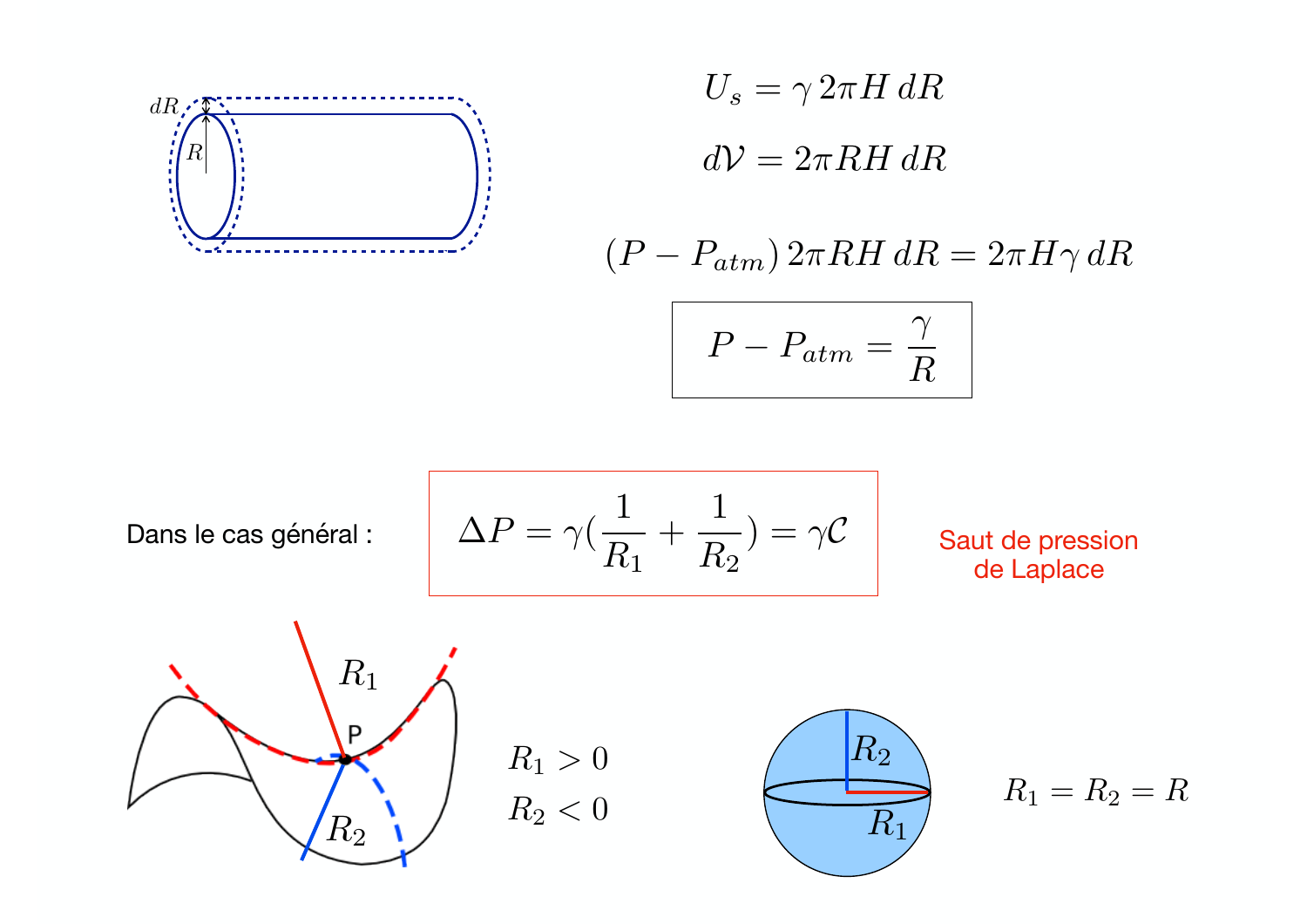$$U_s = \gamma\, 2\pi H\, dR$$

$$d\mathcal{V} = 2\pi R H\, dR$$

$$(P - P_{atm})\, 2\pi R H\, dR = 2\pi H \gamma\, dR$$

$$\boxed{P - P_{atm} = \frac{\gamma}{R}}$$

Dans le cas général :

$$\boxed{\Delta P = \gamma\left(\frac{1}{R_1} + \frac{1}{R_2}\right) = \gamma \mathcal{C}}$$

Saut de pression de Laplace

$R_1 > 0$

$R_2 < 0$

$R_1 = R_2 = R$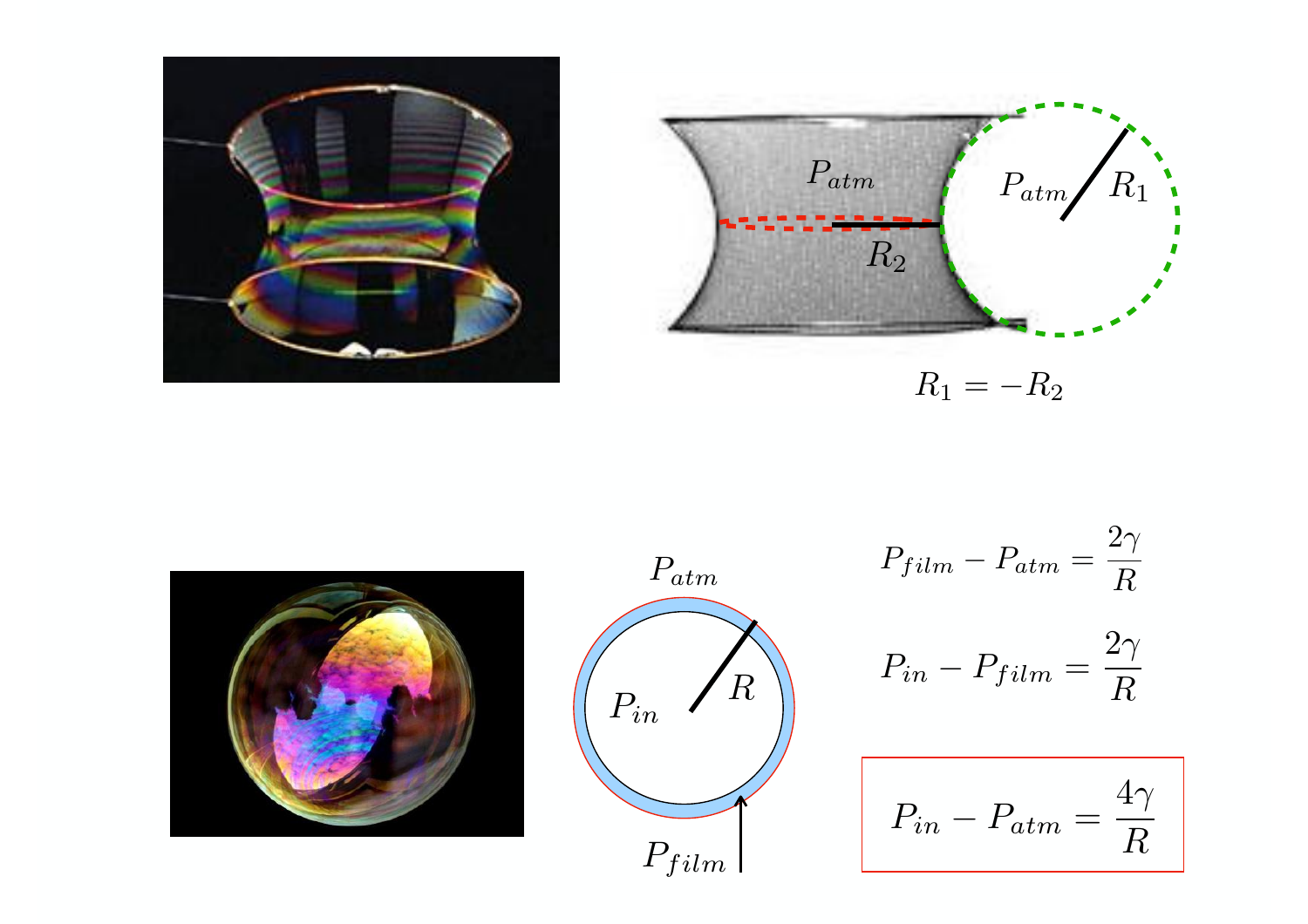$P_{atm}$

$P_{atm}$ $R_1$

$R_2$

$$R_1 = -R_2$$

$P_{atm}$

$P_{in}$ $R$

$P_{film}$

$$P_{film} - P_{atm} = \frac{2\gamma}{R}$$

$$P_{in} - P_{film} = \frac{2\gamma}{R}$$

$$P_{in} - P_{atm} = \frac{4\gamma}{R}$$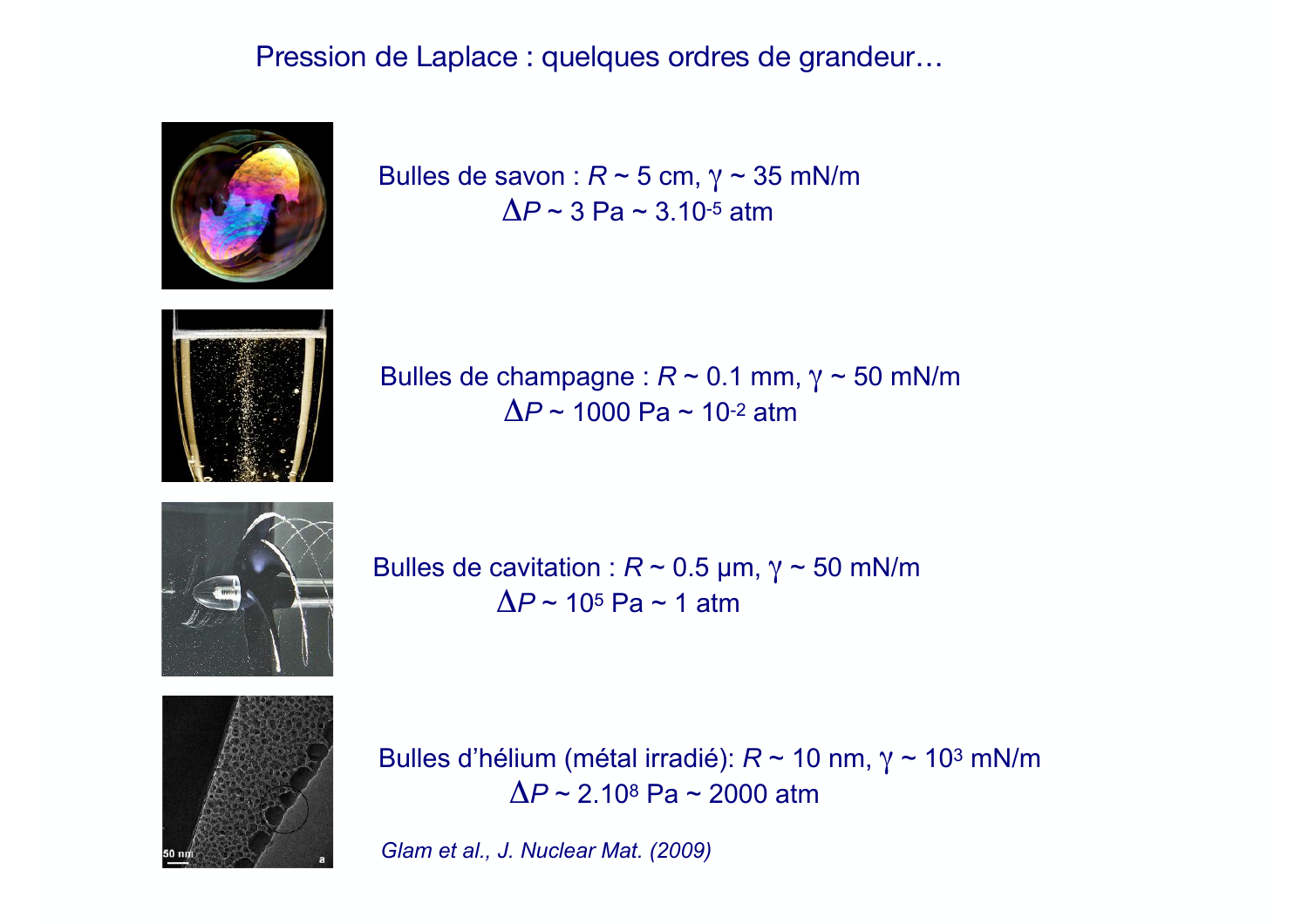# Pression de Laplace : quelques ordres de grandeur…

Bulles de savon : $R \sim 5$ cm, $\gamma \sim 35$ mN/m

$\Delta P \sim 3$ Pa $\sim 3.10^{-5}$ atm

Bulles de champagne : $R \sim 0.1$ mm, $\gamma \sim 50$ mN/m

$\Delta P \sim 1000$ Pa $\sim 10^{-2}$ atm

Bulles de cavitation : $R \sim 0.5$ µm, $\gamma \sim 50$ mN/m

$\Delta P \sim 10^{5}$ Pa $\sim 1$ atm

Bulles d'hélium (métal irradié): $R \sim 10$ nm, $\gamma \sim 10^{3}$ mN/m

$\Delta P \sim 2.10^{8}$ Pa $\sim 2000$ atm

*Glam et al., J. Nuclear Mat. (2009)*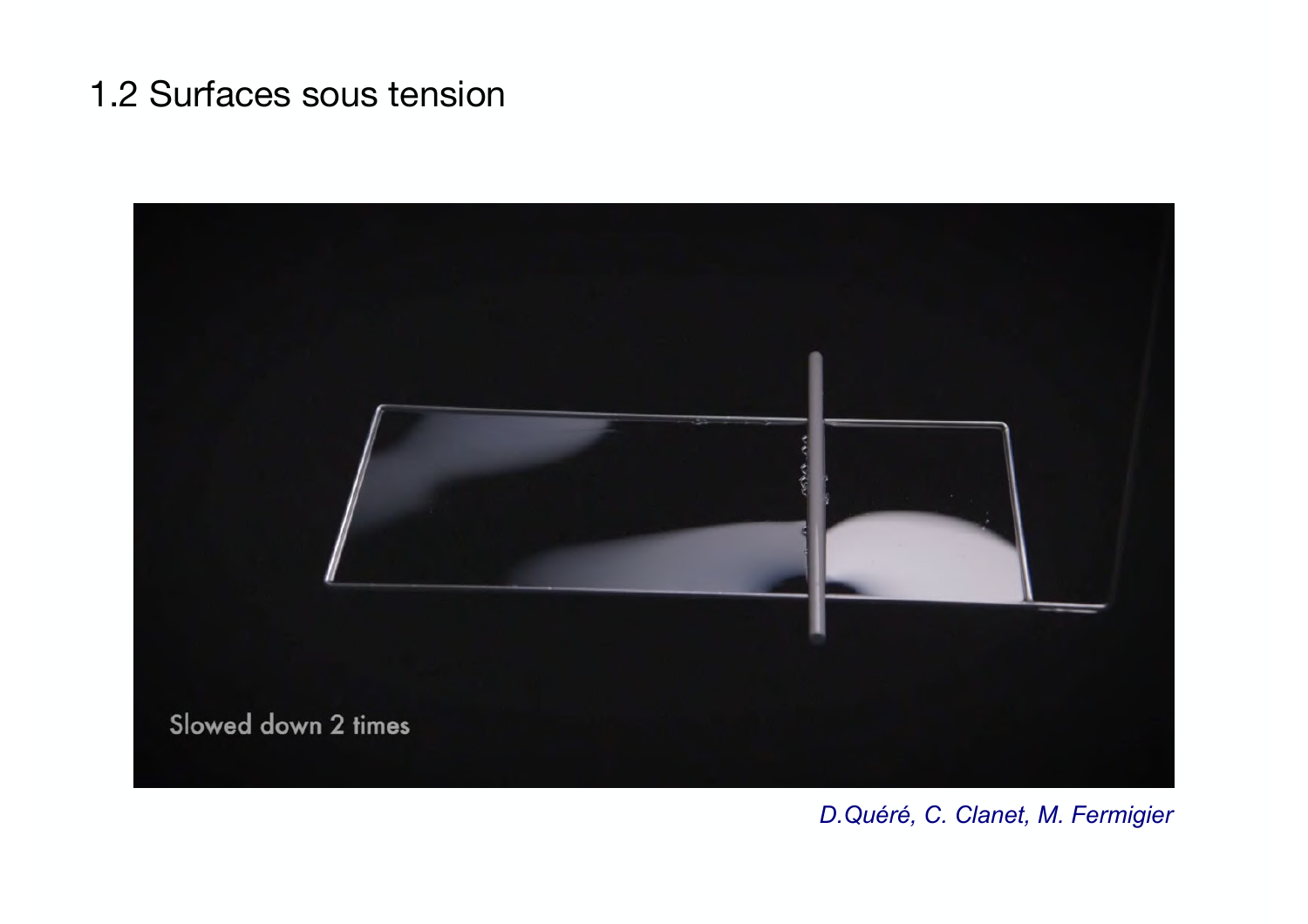## 1.2 Surfaces sous tension

*D.Quéré, C. Clanet, M. Fermigier*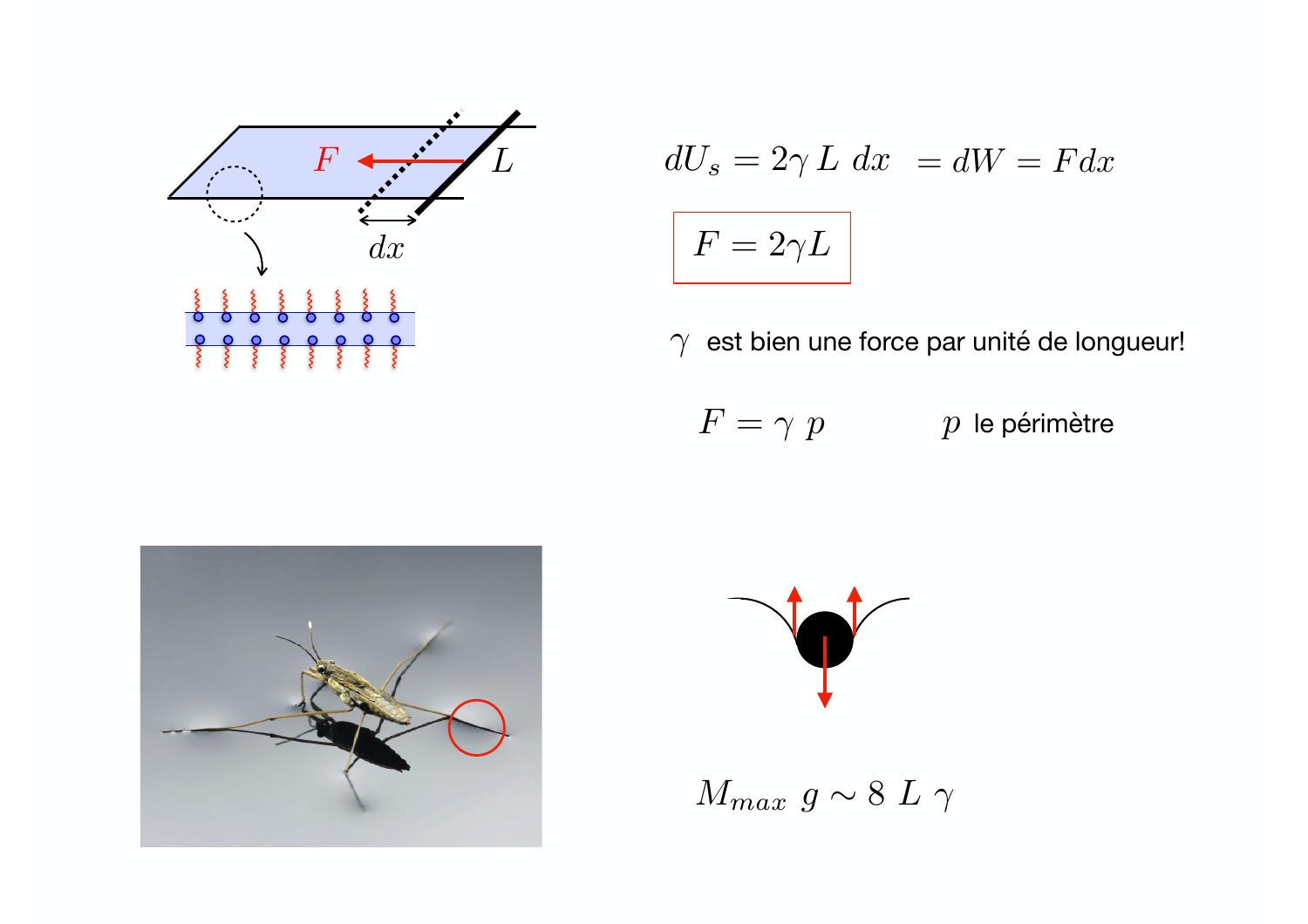$$dU_s = 2\gamma\, L\; dx \;\; = dW = F dx$$

$$\boxed{F = 2\gamma L}$$

$\gamma$ est bien une force par unité de longueur!

$F = \gamma\ p$ $\qquad$ $p$ le périmètre

$$M_{max}\ g \sim 8\ L\ \gamma$$